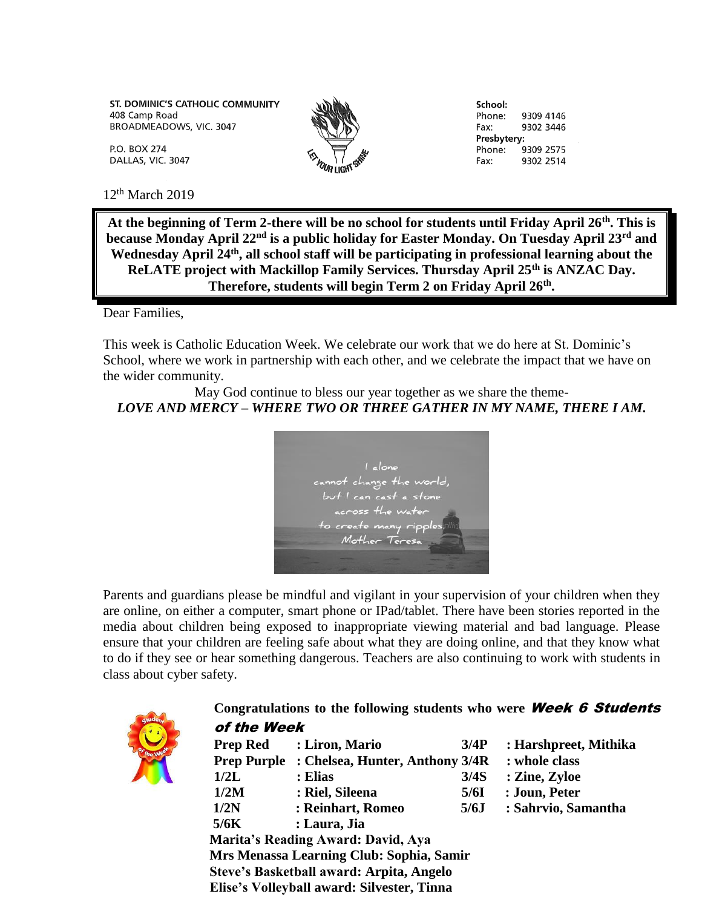ST. DOMINIC'S CATHOLIC COMMUNITY
408 Camp Road
BROADMEADOWS, VIC. 3047

P.O. BOX 274
DALLAS, VIC. 3047

School:
Phone: 9309 4146
Fax: 9302 3446
Presbytery:
Phone: 9309 2575
Fax: 9302 2514

12th March 2019

**At the beginning of Term 2-there will be no school for students until Friday April 26th. This is because Monday April 22nd is a public holiday for Easter Monday. On Tuesday April 23rd and Wednesday April 24th, all school staff will be participating in professional learning about the ReLATE project with Mackillop Family Services. Thursday April 25th is ANZAC Day. Therefore, students will begin Term 2 on Friday April 26th.**

Dear Families,

This week is Catholic Education Week. We celebrate our work that we do here at St. Dominic's School, where we work in partnership with each other, and we celebrate the impact that we have on the wider community.

May God continue to bless our year together as we share the theme-
***LOVE AND MERCY – WHERE TWO OR THREE GATHER IN MY NAME, THERE I AM.***

Parents and guardians please be mindful and vigilant in your supervision of your children when they are online, on either a computer, smart phone or IPad/tablet. There have been stories reported in the media about children being exposed to inappropriate viewing material and bad language. Please ensure that your children are feeling safe about what they are doing online, and that they know what to do if they see or hear something dangerous. Teachers are also continuing to work with students in class about cyber safety.

**Congratulations to the following students who were *Week 6 Students of the Week***

| | | | |
|---|---|---|---|
| **Prep Red** | **: Liron, Mario** | **3/4P** | **: Harshpreet, Mithika** |
| **Prep Purple** | **: Chelsea, Hunter, Anthony** | **3/4R** | **: whole class** |
| **1/2L** | **: Elias** | **3/4S** | **: Zine, Zyloe** |
| **1/2M** | **: Riel, Sileena** | **5/6I** | **: Joun, Peter** |
| **1/2N** | **: Reinhart, Romeo** | **5/6J** | **: Sahrvio, Samantha** |
| **5/6K** | **: Laura, Jia** | | |

**Marita's Reading Award: David, Aya**
**Mrs Menassa Learning Club: Sophia, Samir**
**Steve's Basketball award: Arpita, Angelo**
**Elise's Volleyball award: Silvester, Tinna**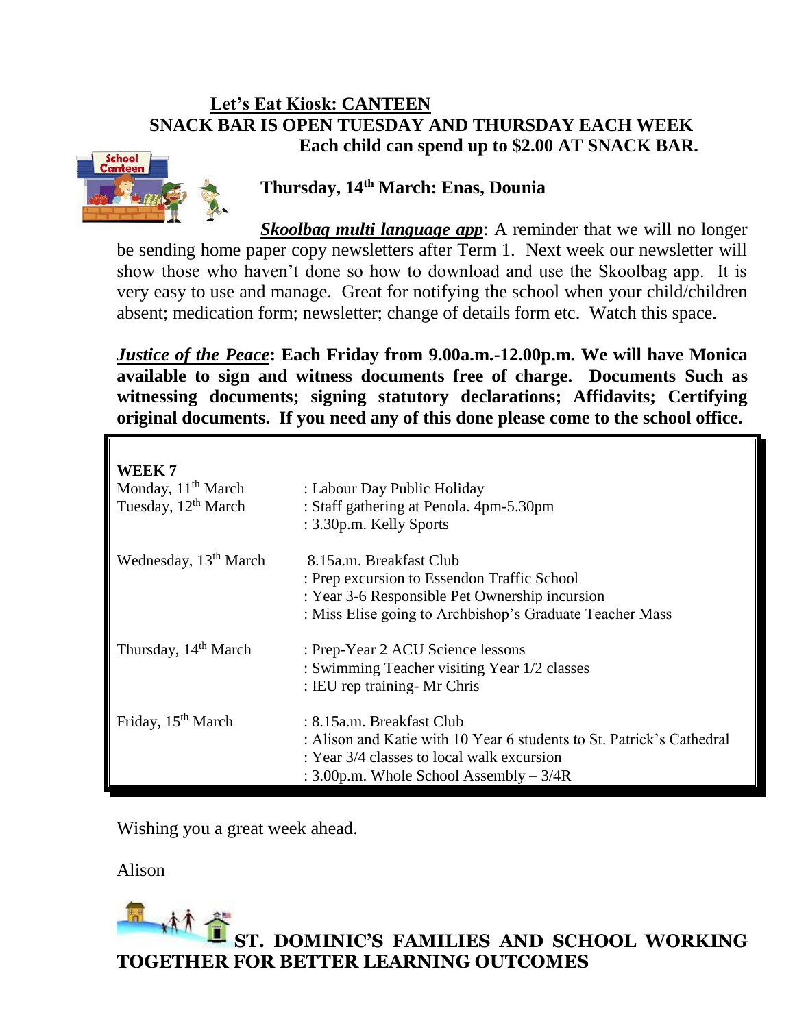**Let's Eat Kiosk: CANTEEN**

**SNACK BAR IS OPEN TUESDAY AND THURSDAY EACH WEEK**

**Each child can spend up to $2.00 AT SNACK BAR.**

**Thursday, 14th March: Enas, Dounia**

***Skoolbag multi language app***: A reminder that we will no longer be sending home paper copy newsletters after Term 1. Next week our newsletter will show those who haven't done so how to download and use the Skoolbag app. It is very easy to use and manage. Great for notifying the school when your child/children absent; medication form; newsletter; change of details form etc. Watch this space.

***Justice of the Peace*: Each Friday from 9.00a.m.-12.00p.m. We will have Monica available to sign and witness documents free of charge. Documents Such as witnessing documents; signing statutory declarations; Affidavits; Certifying original documents. If you need any of this done please come to the school office.**

| | |
|---|---|
| **WEEK 7** | |
| Monday, 11th March | : Labour Day Public Holiday |
| Tuesday, 12th March | : Staff gathering at Penola. 4pm-5.30pm<br>: 3.30p.m. Kelly Sports |
| Wednesday, 13th March | 8.15a.m. Breakfast Club<br>: Prep excursion to Essendon Traffic School<br>: Year 3-6 Responsible Pet Ownership incursion<br>: Miss Elise going to Archbishop's Graduate Teacher Mass |
| Thursday, 14th March | : Prep-Year 2 ACU Science lessons<br>: Swimming Teacher visiting Year 1/2 classes<br>: IEU rep training- Mr Chris |
| Friday, 15th March | : 8.15a.m. Breakfast Club<br>: Alison and Katie with 10 Year 6 students to St. Patrick's Cathedral<br>: Year 3/4 classes to local walk excursion<br>: 3.00p.m. Whole School Assembly – 3/4R |

Wishing you a great week ahead.

Alison

**ST. DOMINIC'S FAMILIES AND SCHOOL WORKING TOGETHER FOR BETTER LEARNING OUTCOMES**